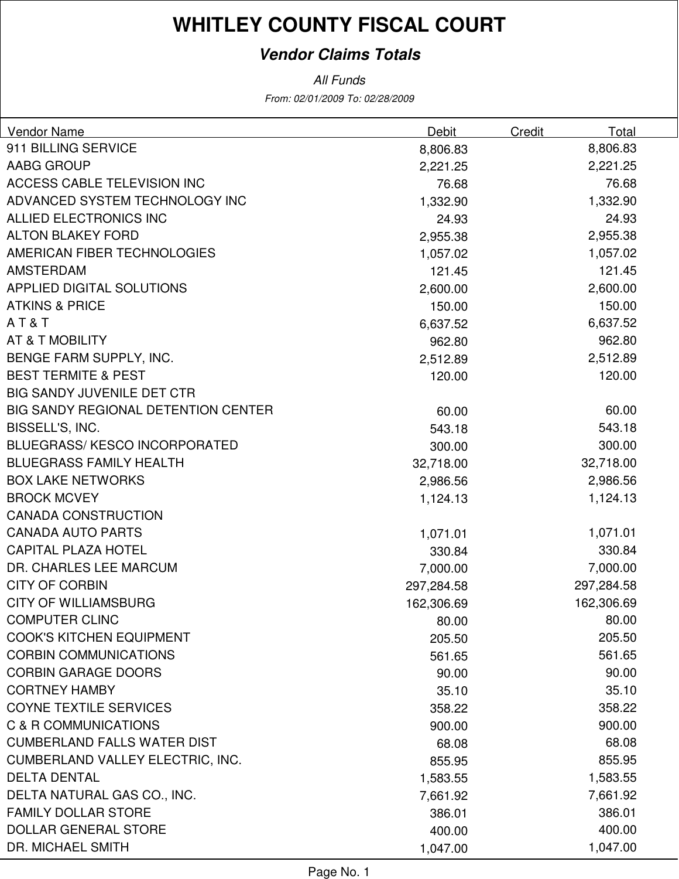# WHITLEY COUNTY FISCAL COURT

***Vendor Claims Totals***

*All Funds*

*From: 02/01/2009 To: 02/28/2009*

| Vendor Name | Debit | Credit | Total |
|---|---|---|---|
| 911 BILLING SERVICE | 8,806.83 | | 8,806.83 |
| AABG GROUP | 2,221.25 | | 2,221.25 |
| ACCESS CABLE TELEVISION INC | 76.68 | | 76.68 |
| ADVANCED SYSTEM TECHNOLOGY INC | 1,332.90 | | 1,332.90 |
| ALLIED ELECTRONICS INC | 24.93 | | 24.93 |
| ALTON BLAKEY FORD | 2,955.38 | | 2,955.38 |
| AMERICAN FIBER TECHNOLOGIES | 1,057.02 | | 1,057.02 |
| AMSTERDAM | 121.45 | | 121.45 |
| APPLIED DIGITAL SOLUTIONS | 2,600.00 | | 2,600.00 |
| ATKINS & PRICE | 150.00 | | 150.00 |
| A T & T | 6,637.52 | | 6,637.52 |
| AT & T MOBILITY | 962.80 | | 962.80 |
| BENGE FARM SUPPLY, INC. | 2,512.89 | | 2,512.89 |
| BEST TERMITE & PEST | 120.00 | | 120.00 |
| BIG SANDY JUVENILE DET CTR | | | |
| BIG SANDY REGIONAL DETENTION CENTER | 60.00 | | 60.00 |
| BISSELL'S, INC. | 543.18 | | 543.18 |
| BLUEGRASS/ KESCO INCORPORATED | 300.00 | | 300.00 |
| BLUEGRASS FAMILY HEALTH | 32,718.00 | | 32,718.00 |
| BOX LAKE NETWORKS | 2,986.56 | | 2,986.56 |
| BROCK MCVEY | 1,124.13 | | 1,124.13 |
| CANADA CONSTRUCTION | | | |
| CANADA AUTO PARTS | 1,071.01 | | 1,071.01 |
| CAPITAL PLAZA HOTEL | 330.84 | | 330.84 |
| DR. CHARLES LEE MARCUM | 7,000.00 | | 7,000.00 |
| CITY OF CORBIN | 297,284.58 | | 297,284.58 |
| CITY OF WILLIAMSBURG | 162,306.69 | | 162,306.69 |
| COMPUTER CLINC | 80.00 | | 80.00 |
| COOK'S KITCHEN EQUIPMENT | 205.50 | | 205.50 |
| CORBIN COMMUNICATIONS | 561.65 | | 561.65 |
| CORBIN GARAGE DOORS | 90.00 | | 90.00 |
| CORTNEY HAMBY | 35.10 | | 35.10 |
| COYNE TEXTILE SERVICES | 358.22 | | 358.22 |
| C & R COMMUNICATIONS | 900.00 | | 900.00 |
| CUMBERLAND FALLS WATER DIST | 68.08 | | 68.08 |
| CUMBERLAND VALLEY ELECTRIC, INC. | 855.95 | | 855.95 |
| DELTA DENTAL | 1,583.55 | | 1,583.55 |
| DELTA NATURAL GAS CO., INC. | 7,661.92 | | 7,661.92 |
| FAMILY DOLLAR STORE | 386.01 | | 386.01 |
| DOLLAR GENERAL STORE | 400.00 | | 400.00 |
| DR. MICHAEL SMITH | 1,047.00 | | 1,047.00 |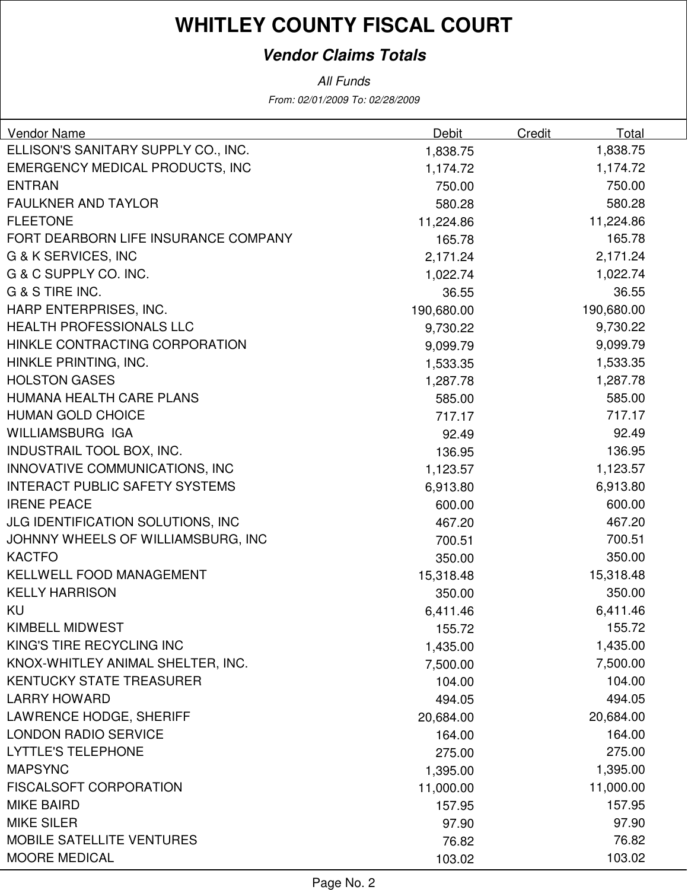# WHITLEY COUNTY FISCAL COURT

***Vendor Claims Totals***

*All Funds*

*From: 02/01/2009 To: 02/28/2009*

| Vendor Name | Debit | Credit | Total |
|---|---|---|---|
| ELLISON'S SANITARY SUPPLY CO., INC. | 1,838.75 | | 1,838.75 |
| EMERGENCY MEDICAL PRODUCTS, INC | 1,174.72 | | 1,174.72 |
| ENTRAN | 750.00 | | 750.00 |
| FAULKNER AND TAYLOR | 580.28 | | 580.28 |
| FLEETONE | 11,224.86 | | 11,224.86 |
| FORT DEARBORN LIFE INSURANCE COMPANY | 165.78 | | 165.78 |
| G & K SERVICES, INC | 2,171.24 | | 2,171.24 |
| G & C SUPPLY CO. INC. | 1,022.74 | | 1,022.74 |
| G & S TIRE INC. | 36.55 | | 36.55 |
| HARP ENTERPRISES, INC. | 190,680.00 | | 190,680.00 |
| HEALTH PROFESSIONALS LLC | 9,730.22 | | 9,730.22 |
| HINKLE CONTRACTING CORPORATION | 9,099.79 | | 9,099.79 |
| HINKLE PRINTING, INC. | 1,533.35 | | 1,533.35 |
| HOLSTON GASES | 1,287.78 | | 1,287.78 |
| HUMANA HEALTH CARE PLANS | 585.00 | | 585.00 |
| HUMAN GOLD CHOICE | 717.17 | | 717.17 |
| WILLIAMSBURG IGA | 92.49 | | 92.49 |
| INDUSTRAIL TOOL BOX, INC. | 136.95 | | 136.95 |
| INNOVATIVE COMMUNICATIONS, INC | 1,123.57 | | 1,123.57 |
| INTERACT PUBLIC SAFETY SYSTEMS | 6,913.80 | | 6,913.80 |
| IRENE PEACE | 600.00 | | 600.00 |
| JLG IDENTIFICATION SOLUTIONS, INC | 467.20 | | 467.20 |
| JOHNNY WHEELS OF WILLIAMSBURG, INC | 700.51 | | 700.51 |
| KACTFO | 350.00 | | 350.00 |
| KELLWELL FOOD MANAGEMENT | 15,318.48 | | 15,318.48 |
| KELLY HARRISON | 350.00 | | 350.00 |
| KU | 6,411.46 | | 6,411.46 |
| KIMBELL MIDWEST | 155.72 | | 155.72 |
| KING'S TIRE RECYCLING INC | 1,435.00 | | 1,435.00 |
| KNOX-WHITLEY ANIMAL SHELTER, INC. | 7,500.00 | | 7,500.00 |
| KENTUCKY STATE TREASURER | 104.00 | | 104.00 |
| LARRY HOWARD | 494.05 | | 494.05 |
| LAWRENCE HODGE, SHERIFF | 20,684.00 | | 20,684.00 |
| LONDON RADIO SERVICE | 164.00 | | 164.00 |
| LYTTLE'S TELEPHONE | 275.00 | | 275.00 |
| MAPSYNC | 1,395.00 | | 1,395.00 |
| FISCALSOFT CORPORATION | 11,000.00 | | 11,000.00 |
| MIKE BAIRD | 157.95 | | 157.95 |
| MIKE SILER | 97.90 | | 97.90 |
| MOBILE SATELLITE VENTURES | 76.82 | | 76.82 |
| MOORE MEDICAL | 103.02 | | 103.02 |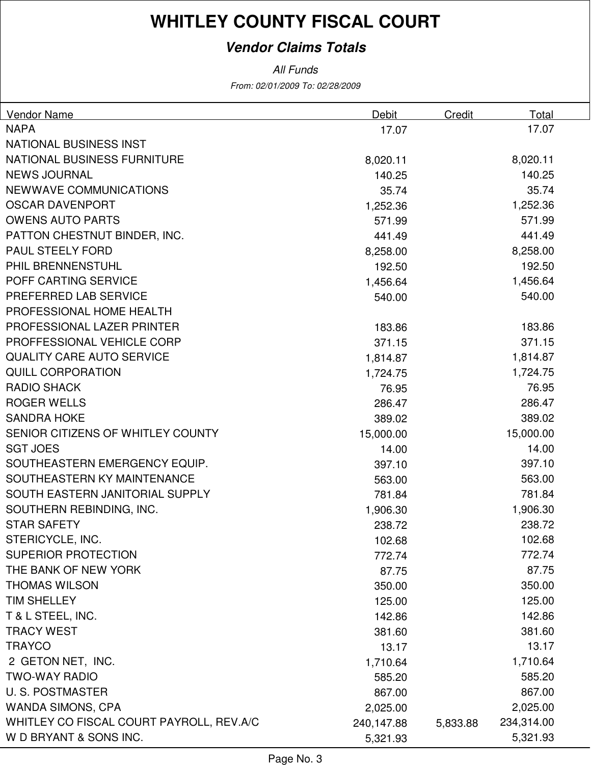# WHITLEY COUNTY FISCAL COURT

***Vendor Claims Totals***

*All Funds*

*From: 02/01/2009 To: 02/28/2009*

| Vendor Name | Debit | Credit | Total |
|---|---:|---:|---:|
| NAPA | 17.07 | | 17.07 |
| NATIONAL BUSINESS INST | | | |
| NATIONAL BUSINESS FURNITURE | 8,020.11 | | 8,020.11 |
| NEWS JOURNAL | 140.25 | | 140.25 |
| NEWWAVE COMMUNICATIONS | 35.74 | | 35.74 |
| OSCAR DAVENPORT | 1,252.36 | | 1,252.36 |
| OWENS AUTO PARTS | 571.99 | | 571.99 |
| PATTON CHESTNUT BINDER, INC. | 441.49 | | 441.49 |
| PAUL STEELY FORD | 8,258.00 | | 8,258.00 |
| PHIL BRENNENSTUHL | 192.50 | | 192.50 |
| POFF CARTING SERVICE | 1,456.64 | | 1,456.64 |
| PREFERRED LAB SERVICE | 540.00 | | 540.00 |
| PROFESSIONAL HOME HEALTH | | | |
| PROFESSIONAL LAZER PRINTER | 183.86 | | 183.86 |
| PROFFESSIONAL VEHICLE CORP | 371.15 | | 371.15 |
| QUALITY CARE AUTO SERVICE | 1,814.87 | | 1,814.87 |
| QUILL CORPORATION | 1,724.75 | | 1,724.75 |
| RADIO SHACK | 76.95 | | 76.95 |
| ROGER WELLS | 286.47 | | 286.47 |
| SANDRA HOKE | 389.02 | | 389.02 |
| SENIOR CITIZENS OF WHITLEY COUNTY | 15,000.00 | | 15,000.00 |
| SGT JOES | 14.00 | | 14.00 |
| SOUTHEASTERN EMERGENCY EQUIP. | 397.10 | | 397.10 |
| SOUTHEASTERN KY MAINTENANCE | 563.00 | | 563.00 |
| SOUTH EASTERN JANITORIAL SUPPLY | 781.84 | | 781.84 |
| SOUTHERN REBINDING, INC. | 1,906.30 | | 1,906.30 |
| STAR SAFETY | 238.72 | | 238.72 |
| STERICYCLE, INC. | 102.68 | | 102.68 |
| SUPERIOR PROTECTION | 772.74 | | 772.74 |
| THE BANK OF NEW YORK | 87.75 | | 87.75 |
| THOMAS WILSON | 350.00 | | 350.00 |
| TIM SHELLEY | 125.00 | | 125.00 |
| T & L STEEL, INC. | 142.86 | | 142.86 |
| TRACY WEST | 381.60 | | 381.60 |
| TRAYCO | 13.17 | | 13.17 |
| 2 GETON NET, INC. | 1,710.64 | | 1,710.64 |
| TWO-WAY RADIO | 585.20 | | 585.20 |
| U. S. POSTMASTER | 867.00 | | 867.00 |
| WANDA SIMONS, CPA | 2,025.00 | | 2,025.00 |
| WHITLEY CO FISCAL COURT PAYROLL, REV.A/C | 240,147.88 | 5,833.88 | 234,314.00 |
| W D BRYANT & SONS INC. | 5,321.93 | | 5,321.93 |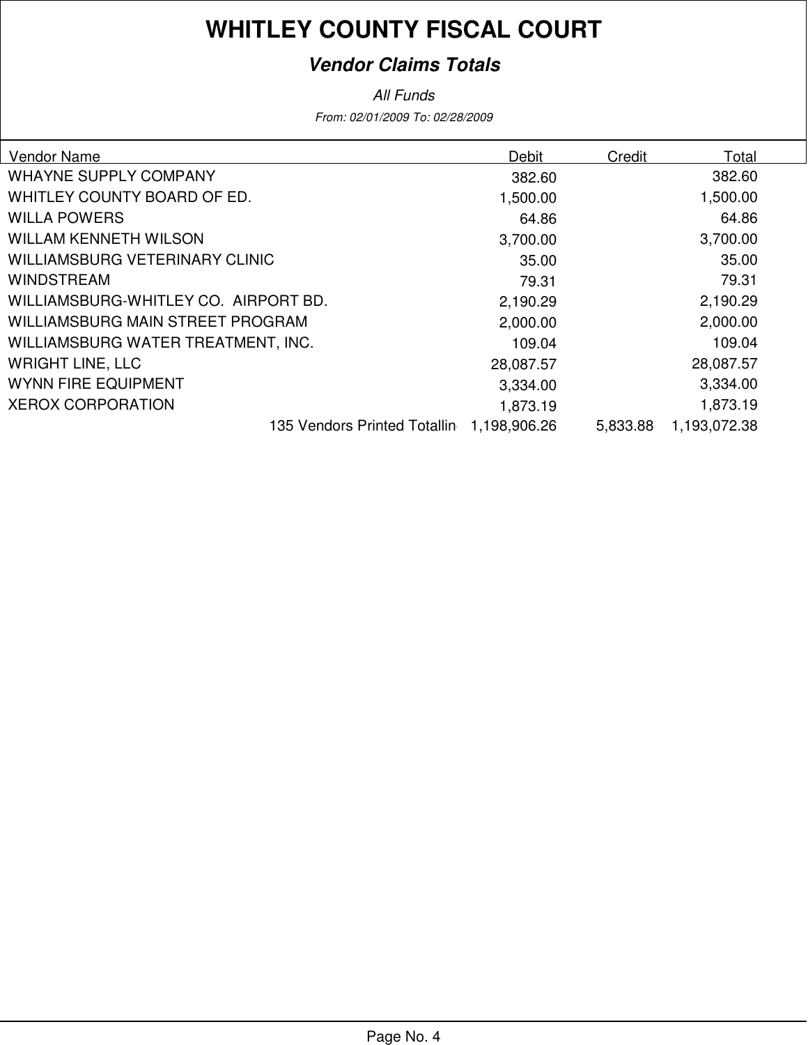# WHITLEY COUNTY FISCAL COURT

## *Vendor Claims Totals*

*All Funds*

*From: 02/01/2009 To: 02/28/2009*

| Vendor Name | Debit | Credit | Total |
|---|---|---|---|
| WHAYNE SUPPLY COMPANY | 382.60 | | 382.60 |
| WHITLEY COUNTY BOARD OF ED. | 1,500.00 | | 1,500.00 |
| WILLA POWERS | 64.86 | | 64.86 |
| WILLAM KENNETH WILSON | 3,700.00 | | 3,700.00 |
| WILLIAMSBURG VETERINARY CLINIC | 35.00 | | 35.00 |
| WINDSTREAM | 79.31 | | 79.31 |
| WILLIAMSBURG-WHITLEY CO.  AIRPORT BD. | 2,190.29 | | 2,190.29 |
| WILLIAMSBURG MAIN STREET PROGRAM | 2,000.00 | | 2,000.00 |
| WILLIAMSBURG WATER TREATMENT, INC. | 109.04 | | 109.04 |
| WRIGHT LINE, LLC | 28,087.57 | | 28,087.57 |
| WYNN FIRE EQUIPMENT | 3,334.00 | | 3,334.00 |
| XEROX CORPORATION | 1,873.19 | | 1,873.19 |
| 135 Vendors Printed Totallin | 1,198,906.26 | 5,833.88 | 1,193,072.38 |